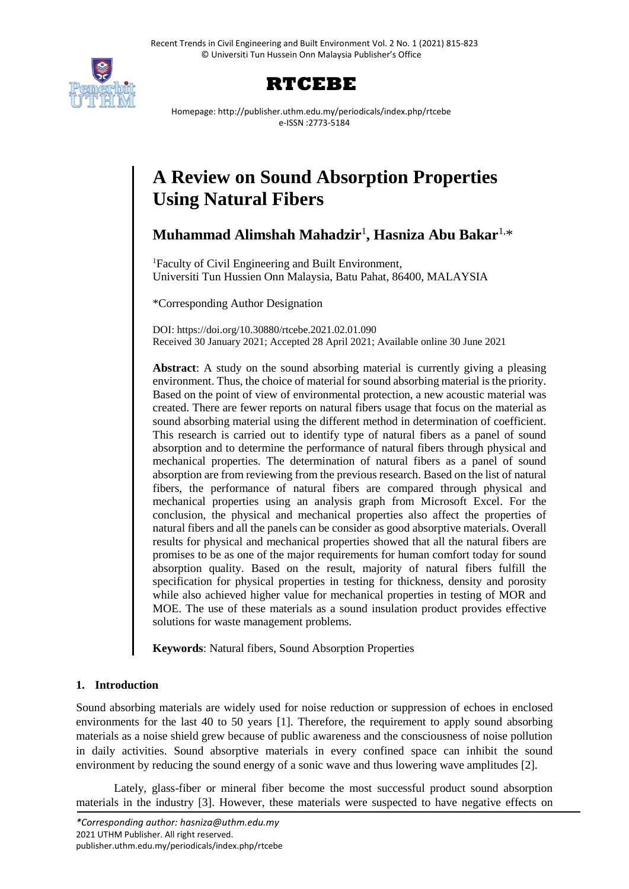# A Review on Sound Absorption Properties Using Natural Fibers

**Muhammad Alimshah Mahadzir**[1], **Hasniza Abu Bakar**[1,*]

[1]Faculty of Civil Engineering and Built Environment, Universiti Tun Hussien Onn Malaysia, Batu Pahat, 86400, MALAYSIA

*Corresponding Author Designation

DOI: https://doi.org/10.30880/rtcebe.2021.02.01.090
Received 30 January 2021; Accepted 28 April 2021; Available online 30 June 2021

**Abstract**: A study on the sound absorbing material is currently giving a pleasing environment. Thus, the choice of material for sound absorbing material is the priority. Based on the point of view of environmental protection, a new acoustic material was created. There are fewer reports on natural fibers usage that focus on the material as sound absorbing material using the different method in determination of coefficient. This research is carried out to identify type of natural fibers as a panel of sound absorption and to determine the performance of natural fibers through physical and mechanical properties. The determination of natural fibers as a panel of sound absorption are from reviewing from the previous research. Based on the list of natural fibers, the performance of natural fibers are compared through physical and mechanical properties using an analysis graph from Microsoft Excel. For the conclusion, the physical and mechanical properties also affect the properties of natural fibers and all the panels can be consider as good absorptive materials. Overall results for physical and mechanical properties showed that all the natural fibers are promises to be as one of the major requirements for human comfort today for sound absorption quality. Based on the result, majority of natural fibers fulfill the specification for physical properties in testing for thickness, density and porosity while also achieved higher value for mechanical properties in testing of MOR and MOE. The use of these materials as a sound insulation product provides effective solutions for waste management problems.

**Keywords**: Natural fibers, Sound Absorption Properties

## 1. Introduction

Sound absorbing materials are widely used for noise reduction or suppression of echoes in enclosed environments for the last 40 to 50 years [1]. Therefore, the requirement to apply sound absorbing materials as a noise shield grew because of public awareness and the consciousness of noise pollution in daily activities. Sound absorptive materials in every confined space can inhibit the sound environment by reducing the sound energy of a sonic wave and thus lowering wave amplitudes [2].

Lately, glass-fiber or mineral fiber become the most successful product sound absorption materials in the industry [3]. However, these materials were suspected to have negative effects on

*\*Corresponding author: hasniza@uthm.edu.my*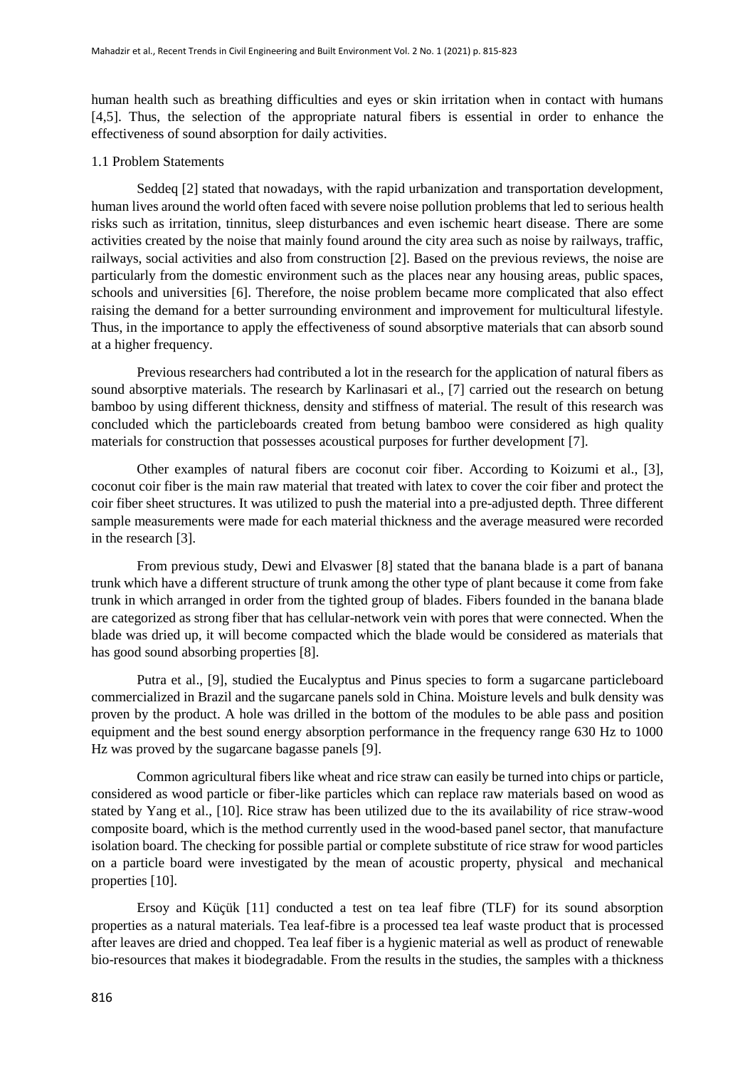human health such as breathing difficulties and eyes or skin irritation when in contact with humans [4,5]. Thus, the selection of the appropriate natural fibers is essential in order to enhance the effectiveness of sound absorption for daily activities.

### 1.1 Problem Statements

Seddeq [2] stated that nowadays, with the rapid urbanization and transportation development, human lives around the world often faced with severe noise pollution problems that led to serious health risks such as irritation, tinnitus, sleep disturbances and even ischemic heart disease. There are some activities created by the noise that mainly found around the city area such as noise by railways, traffic, railways, social activities and also from construction [2]. Based on the previous reviews, the noise are particularly from the domestic environment such as the places near any housing areas, public spaces, schools and universities [6]. Therefore, the noise problem became more complicated that also effect raising the demand for a better surrounding environment and improvement for multicultural lifestyle. Thus, in the importance to apply the effectiveness of sound absorptive materials that can absorb sound at a higher frequency.

Previous researchers had contributed a lot in the research for the application of natural fibers as sound absorptive materials. The research by Karlinasari et al., [7] carried out the research on betung bamboo by using different thickness, density and stiffness of material. The result of this research was concluded which the particleboards created from betung bamboo were considered as high quality materials for construction that possesses acoustical purposes for further development [7].

Other examples of natural fibers are coconut coir fiber. According to Koizumi et al., [3], coconut coir fiber is the main raw material that treated with latex to cover the coir fiber and protect the coir fiber sheet structures. It was utilized to push the material into a pre-adjusted depth. Three different sample measurements were made for each material thickness and the average measured were recorded in the research [3].

From previous study, Dewi and Elvaswer [8] stated that the banana blade is a part of banana trunk which have a different structure of trunk among the other type of plant because it come from fake trunk in which arranged in order from the tighted group of blades. Fibers founded in the banana blade are categorized as strong fiber that has cellular-network vein with pores that were connected. When the blade was dried up, it will become compacted which the blade would be considered as materials that has good sound absorbing properties [8].

Putra et al., [9], studied the Eucalyptus and Pinus species to form a sugarcane particleboard commercialized in Brazil and the sugarcane panels sold in China. Moisture levels and bulk density was proven by the product. A hole was drilled in the bottom of the modules to be able pass and position equipment and the best sound energy absorption performance in the frequency range 630 Hz to 1000 Hz was proved by the sugarcane bagasse panels [9].

Common agricultural fibers like wheat and rice straw can easily be turned into chips or particle, considered as wood particle or fiber-like particles which can replace raw materials based on wood as stated by Yang et al., [10]. Rice straw has been utilized due to the its availability of rice straw-wood composite board, which is the method currently used in the wood-based panel sector, that manufacture isolation board. The checking for possible partial or complete substitute of rice straw for wood particles on a particle board were investigated by the mean of acoustic property, physical and mechanical properties [10].

Ersoy and Küçük [11] conducted a test on tea leaf fibre (TLF) for its sound absorption properties as a natural materials. Tea leaf-fibre is a processed tea leaf waste product that is processed after leaves are dried and chopped. Tea leaf fiber is a hygienic material as well as product of renewable bio-resources that makes it biodegradable. From the results in the studies, the samples with a thickness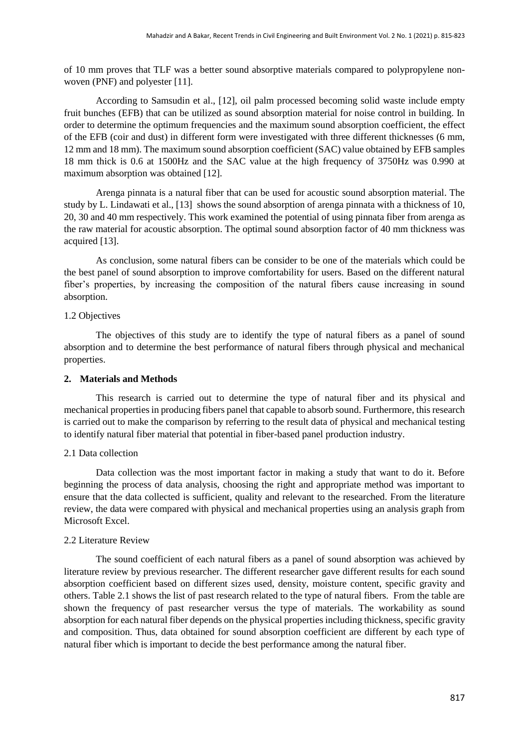of 10 mm proves that TLF was a better sound absorptive materials compared to polypropylene non-woven (PNF) and polyester [11].

According to Samsudin et al., [12], oil palm processed becoming solid waste include empty fruit bunches (EFB) that can be utilized as sound absorption material for noise control in building. In order to determine the optimum frequencies and the maximum sound absorption coefficient, the effect of the EFB (coir and dust) in different form were investigated with three different thicknesses (6 mm, 12 mm and 18 mm). The maximum sound absorption coefficient (SAC) value obtained by EFB samples 18 mm thick is 0.6 at 1500Hz and the SAC value at the high frequency of 3750Hz was 0.990 at maximum absorption was obtained [12].

Arenga pinnata is a natural fiber that can be used for acoustic sound absorption material. The study by L. Lindawati et al., [13] shows the sound absorption of arenga pinnata with a thickness of 10, 20, 30 and 40 mm respectively. This work examined the potential of using pinnata fiber from arenga as the raw material for acoustic absorption. The optimal sound absorption factor of 40 mm thickness was acquired [13].

As conclusion, some natural fibers can be consider to be one of the materials which could be the best panel of sound absorption to improve comfortability for users. Based on the different natural fiber's properties, by increasing the composition of the natural fibers cause increasing in sound absorption.

### 1.2 Objectives

The objectives of this study are to identify the type of natural fibers as a panel of sound absorption and to determine the best performance of natural fibers through physical and mechanical properties.

## 2. Materials and Methods

This research is carried out to determine the type of natural fiber and its physical and mechanical properties in producing fibers panel that capable to absorb sound. Furthermore, this research is carried out to make the comparison by referring to the result data of physical and mechanical testing to identify natural fiber material that potential in fiber-based panel production industry.

### 2.1 Data collection

Data collection was the most important factor in making a study that want to do it. Before beginning the process of data analysis, choosing the right and appropriate method was important to ensure that the data collected is sufficient, quality and relevant to the researched. From the literature review, the data were compared with physical and mechanical properties using an analysis graph from Microsoft Excel.

### 2.2 Literature Review

The sound coefficient of each natural fibers as a panel of sound absorption was achieved by literature review by previous researcher. The different researcher gave different results for each sound absorption coefficient based on different sizes used, density, moisture content, specific gravity and others. Table 2.1 shows the list of past research related to the type of natural fibers. From the table are shown the frequency of past researcher versus the type of materials. The workability as sound absorption for each natural fiber depends on the physical properties including thickness, specific gravity and composition. Thus, data obtained for sound absorption coefficient are different by each type of natural fiber which is important to decide the best performance among the natural fiber.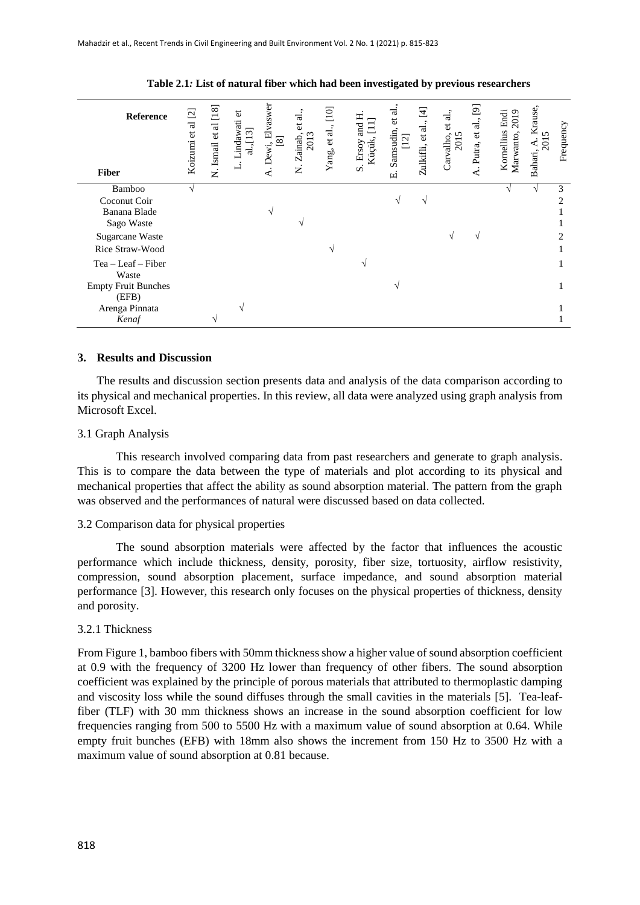**Table 2.1: List of natural fiber which had been investigated by previous researchers**

| Reference / Fiber | Koizumi et al [2] | N. Ismail et al [18] | L. Lindawati et al.,[13] | A. Dewi, Elvaswer [8] | N. Zainab, et al., 2013 | Yang, et al., [10] | S. Ersoy and H. Küçük, [11] | E. Samsudin, et al., [12] | Zulkifli, et al., [4] | Carvalho, et al., 2015 | A. Putra, et al., [9] | Kornellius Endi Marwanto, 2019 | Bahari, A. Krause, 2015 | Frequency |
|---|---|---|---|---|---|---|---|---|---|---|---|---|---|---|
| Bamboo | √ | | | | | | | | | | | √ | √ | 3 |
| Coconut Coir | | | | | | | | √ | √ | | | | | 2 |
| Banana Blade | | | | √ | | | | | | | | | | 1 |
| Sago Waste | | | | | √ | | | | | | | | | 1 |
| Sugarcane Waste | | | | | | | | | | √ | √ | | | 2 |
| Rice Straw-Wood | | | | | | √ | | | | | | | | 1 |
| Tea – Leaf – Fiber Waste | | | | | | | √ | | | | | | | 1 |
| Empty Fruit Bunches (EFB) | | | | | | | | √ | | | | | | 1 |
| Arenga Pinnata | | | √ | | | | | | | | | | | 1 |
| *Kenaf* | | √ | | | | | | | | | | | | 1 |

## 3. Results and Discussion

The results and discussion section presents data and analysis of the data comparison according to its physical and mechanical properties. In this review, all data were analyzed using graph analysis from Microsoft Excel.

### 3.1 Graph Analysis

This research involved comparing data from past researchers and generate to graph analysis. This is to compare the data between the type of materials and plot according to its physical and mechanical properties that affect the ability as sound absorption material. The pattern from the graph was observed and the performances of natural were discussed based on data collected.

### 3.2 Comparison data for physical properties

The sound absorption materials were affected by the factor that influences the acoustic performance which include thickness, density, porosity, fiber size, tortuosity, airflow resistivity, compression, sound absorption placement, surface impedance, and sound absorption material performance [3]. However, this research only focuses on the physical properties of thickness, density and porosity.

#### 3.2.1 Thickness

From Figure 1, bamboo fibers with 50mm thickness show a higher value of sound absorption coefficient at 0.9 with the frequency of 3200 Hz lower than frequency of other fibers. The sound absorption coefficient was explained by the principle of porous materials that attributed to thermoplastic damping and viscosity loss while the sound diffuses through the small cavities in the materials [5]. Tea-leaf-fiber (TLF) with 30 mm thickness shows an increase in the sound absorption coefficient for low frequencies ranging from 500 to 5500 Hz with a maximum value of sound absorption at 0.64. While empty fruit bunches (EFB) with 18mm also shows the increment from 150 Hz to 3500 Hz with a maximum value of sound absorption at 0.81 because.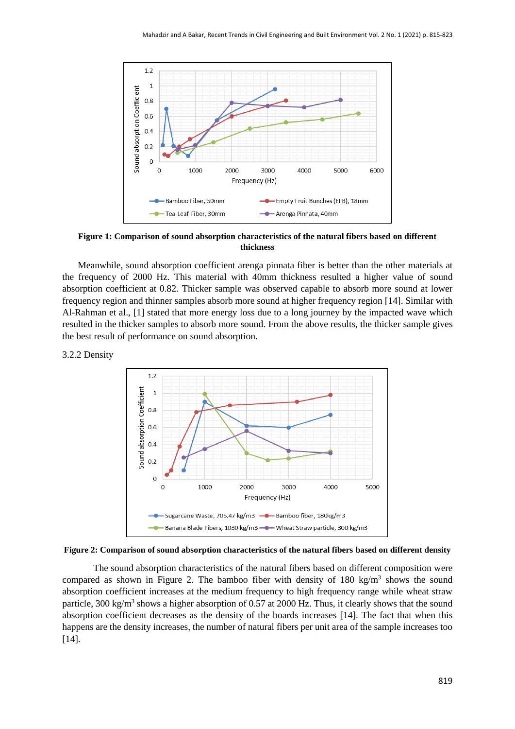**Figure 1: Comparison of sound absorption characteristics of the natural fibers based on different thickness**

Meanwhile, sound absorption coefficient arenga pinnata fiber is better than the other materials at the frequency of 2000 Hz. This material with 40mm thickness resulted a higher value of sound absorption coefficient at 0.82. Thicker sample was observed capable to absorb more sound at lower frequency region and thinner samples absorb more sound at higher frequency region [14]. Similar with Al-Rahman et al., [1] stated that more energy loss due to a long journey by the impacted wave which resulted in the thicker samples to absorb more sound. From the above results, the thicker sample gives the best result of performance on sound absorption.

3.2.2 Density

**Figure 2: Comparison of sound absorption characteristics of the natural fibers based on different density**

The sound absorption characteristics of the natural fibers based on different composition were compared as shown in Figure 2. The bamboo fiber with density of 180 $kg/m^3$ shows the sound absorption coefficient increases at the medium frequency to high frequency range while wheat straw particle, 300 $kg/m^3$ shows a higher absorption of 0.57 at 2000 Hz. Thus, it clearly shows that the sound absorption coefficient decreases as the density of the boards increases [14]. The fact that when this happens are the density increases, the number of natural fibers per unit area of the sample increases too [14].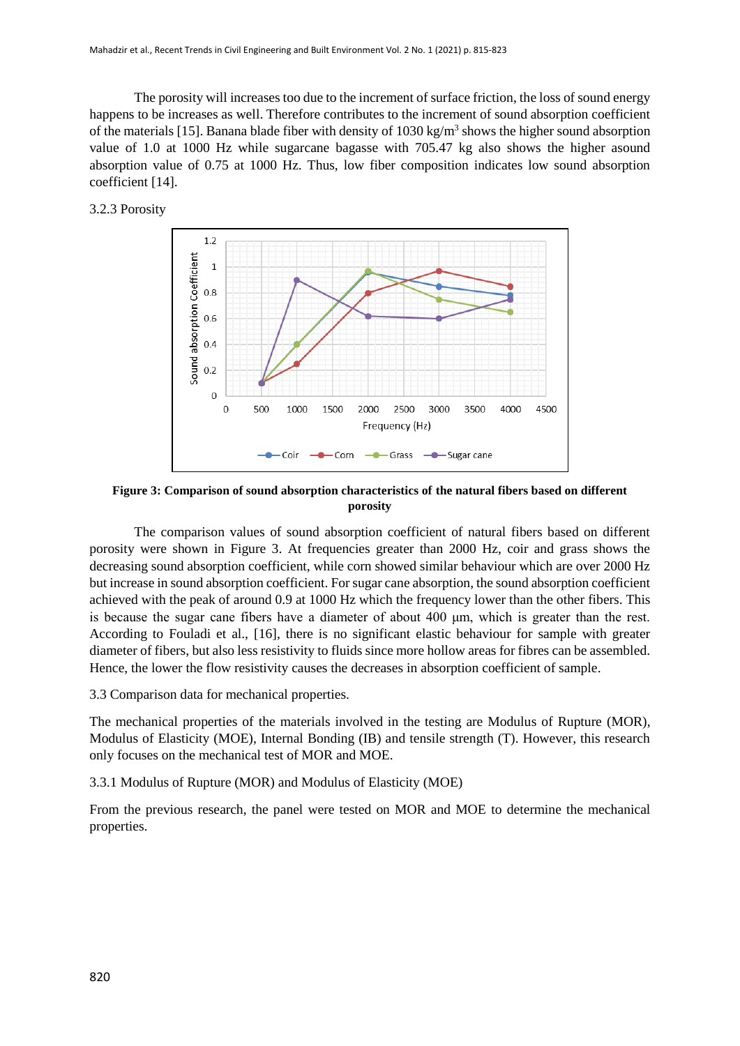The porosity will increases too due to the increment of surface friction, the loss of sound energy happens to be increases as well. Therefore contributes to the increment of sound absorption coefficient of the materials [15]. Banana blade fiber with density of 1030 kg/m$^3$ shows the higher sound absorption value of 1.0 at 1000 Hz while sugarcane bagasse with 705.47 kg also shows the higher asound absorption value of 0.75 at 1000 Hz. Thus, low fiber composition indicates low sound absorption coefficient [14].

### 3.2.3 Porosity

**Figure 3: Comparison of sound absorption characteristics of the natural fibers based on different porosity**

The comparison values of sound absorption coefficient of natural fibers based on different porosity were shown in Figure 3. At frequencies greater than 2000 Hz, coir and grass shows the decreasing sound absorption coefficient, while corn showed similar behaviour which are over 2000 Hz but increase in sound absorption coefficient. For sugar cane absorption, the sound absorption coefficient achieved with the peak of around 0.9 at 1000 Hz which the frequency lower than the other fibers. This is because the sugar cane fibers have a diameter of about 400 µm, which is greater than the rest. According to Fouladi et al., [16], there is no significant elastic behaviour for sample with greater diameter of fibers, but also less resistivity to fluids since more hollow areas for fibres can be assembled. Hence, the lower the flow resistivity causes the decreases in absorption coefficient of sample.

## 3.3 Comparison data for mechanical properties.

The mechanical properties of the materials involved in the testing are Modulus of Rupture (MOR), Modulus of Elasticity (MOE), Internal Bonding (IB) and tensile strength (T). However, this research only focuses on the mechanical test of MOR and MOE.

### 3.3.1 Modulus of Rupture (MOR) and Modulus of Elasticity (MOE)

From the previous research, the panel were tested on MOR and MOE to determine the mechanical properties.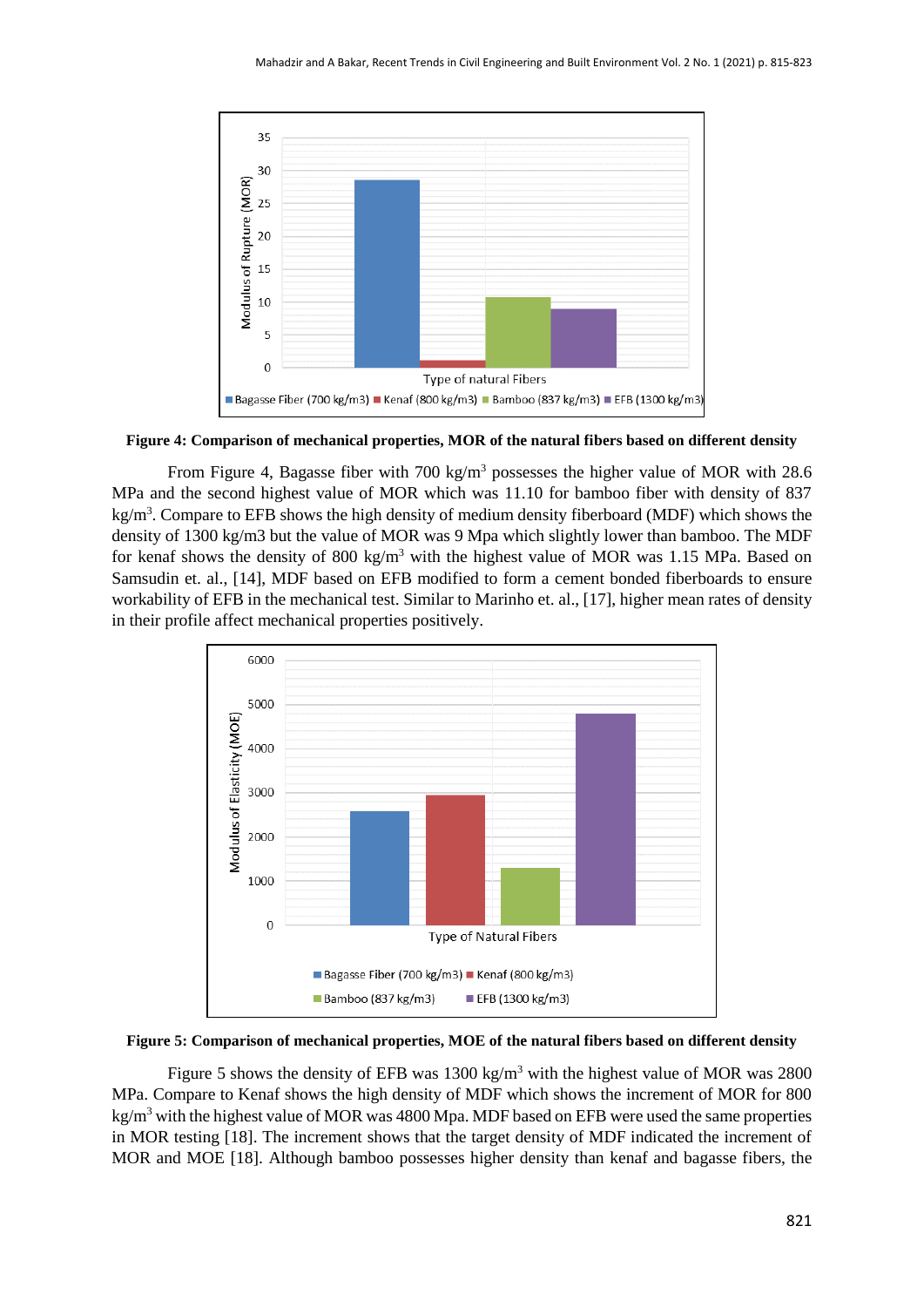**Figure 4: Comparison of mechanical properties, MOR of the natural fibers based on different density**

From Figure 4, Bagasse fiber with 700 kg/m$^3$ possesses the higher value of MOR with 28.6 MPa and the second highest value of MOR which was 11.10 for bamboo fiber with density of 837 kg/m$^3$. Compare to EFB shows the high density of medium density fiberboard (MDF) which shows the density of 1300 kg/m3 but the value of MOR was 9 Mpa which slightly lower than bamboo. The MDF for kenaf shows the density of 800 kg/m$^3$ with the highest value of MOR was 1.15 MPa. Based on Samsudin et. al., [14], MDF based on EFB modified to form a cement bonded fiberboards to ensure workability of EFB in the mechanical test. Similar to Marinho et. al., [17], higher mean rates of density in their profile affect mechanical properties positively.

**Figure 5: Comparison of mechanical properties, MOE of the natural fibers based on different density**

Figure 5 shows the density of EFB was 1300 kg/m$^3$ with the highest value of MOR was 2800 MPa. Compare to Kenaf shows the high density of MDF which shows the increment of MOR for 800 kg/m$^3$ with the highest value of MOR was 4800 Mpa. MDF based on EFB were used the same properties in MOR testing [18]. The increment shows that the target density of MDF indicated the increment of MOR and MOE [18]. Although bamboo possesses higher density than kenaf and bagasse fibers, the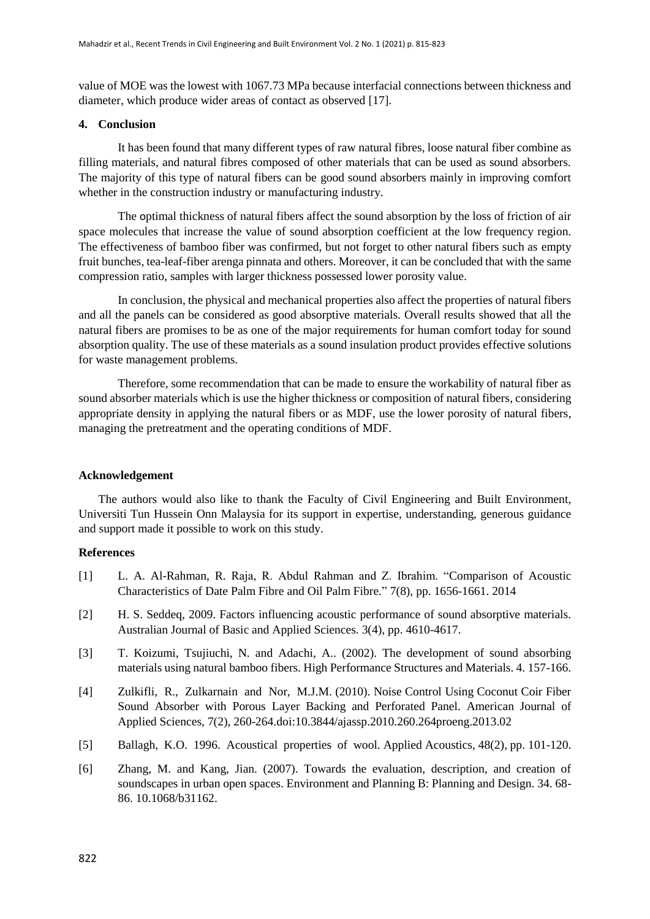value of MOE was the lowest with 1067.73 MPa because interfacial connections between thickness and diameter, which produce wider areas of contact as observed [17].

## 4. Conclusion

It has been found that many different types of raw natural fibres, loose natural fiber combine as filling materials, and natural fibres composed of other materials that can be used as sound absorbers. The majority of this type of natural fibers can be good sound absorbers mainly in improving comfort whether in the construction industry or manufacturing industry.

The optimal thickness of natural fibers affect the sound absorption by the loss of friction of air space molecules that increase the value of sound absorption coefficient at the low frequency region. The effectiveness of bamboo fiber was confirmed, but not forget to other natural fibers such as empty fruit bunches, tea-leaf-fiber arenga pinnata and others. Moreover, it can be concluded that with the same compression ratio, samples with larger thickness possessed lower porosity value.

In conclusion, the physical and mechanical properties also affect the properties of natural fibers and all the panels can be considered as good absorptive materials. Overall results showed that all the natural fibers are promises to be as one of the major requirements for human comfort today for sound absorption quality. The use of these materials as a sound insulation product provides effective solutions for waste management problems.

Therefore, some recommendation that can be made to ensure the workability of natural fiber as sound absorber materials which is use the higher thickness or composition of natural fibers, considering appropriate density in applying the natural fibers or as MDF, use the lower porosity of natural fibers, managing the pretreatment and the operating conditions of MDF.

## Acknowledgement

The authors would also like to thank the Faculty of Civil Engineering and Built Environment, Universiti Tun Hussein Onn Malaysia for its support in expertise, understanding, generous guidance and support made it possible to work on this study.

## References

[1] L. A. Al-Rahman, R. Raja, R. Abdul Rahman and Z. Ibrahim. "Comparison of Acoustic Characteristics of Date Palm Fibre and Oil Palm Fibre." 7(8), pp. 1656-1661. 2014

[2] H. S. Seddeq, 2009. Factors influencing acoustic performance of sound absorptive materials. Australian Journal of Basic and Applied Sciences. 3(4), pp. 4610-4617.

[3] T. Koizumi, Tsujiuchi, N. and Adachi, A.. (2002). The development of sound absorbing materials using natural bamboo fibers. High Performance Structures and Materials. 4. 157-166.

[4] Zulkifli, R., Zulkarnain and Nor, M.J.M. (2010). Noise Control Using Coconut Coir Fiber Sound Absorber with Porous Layer Backing and Perforated Panel. American Journal of Applied Sciences, 7(2), 260-264.doi:10.3844/ajassp.2010.260.264proeng.2013.02

[5] Ballagh, K.O. 1996. Acoustical properties of wool. Applied Acoustics, 48(2), pp. 101-120.

[6] Zhang, M. and Kang, Jian. (2007). Towards the evaluation, description, and creation of soundscapes in urban open spaces. Environment and Planning B: Planning and Design. 34. 68-86. 10.1068/b31162.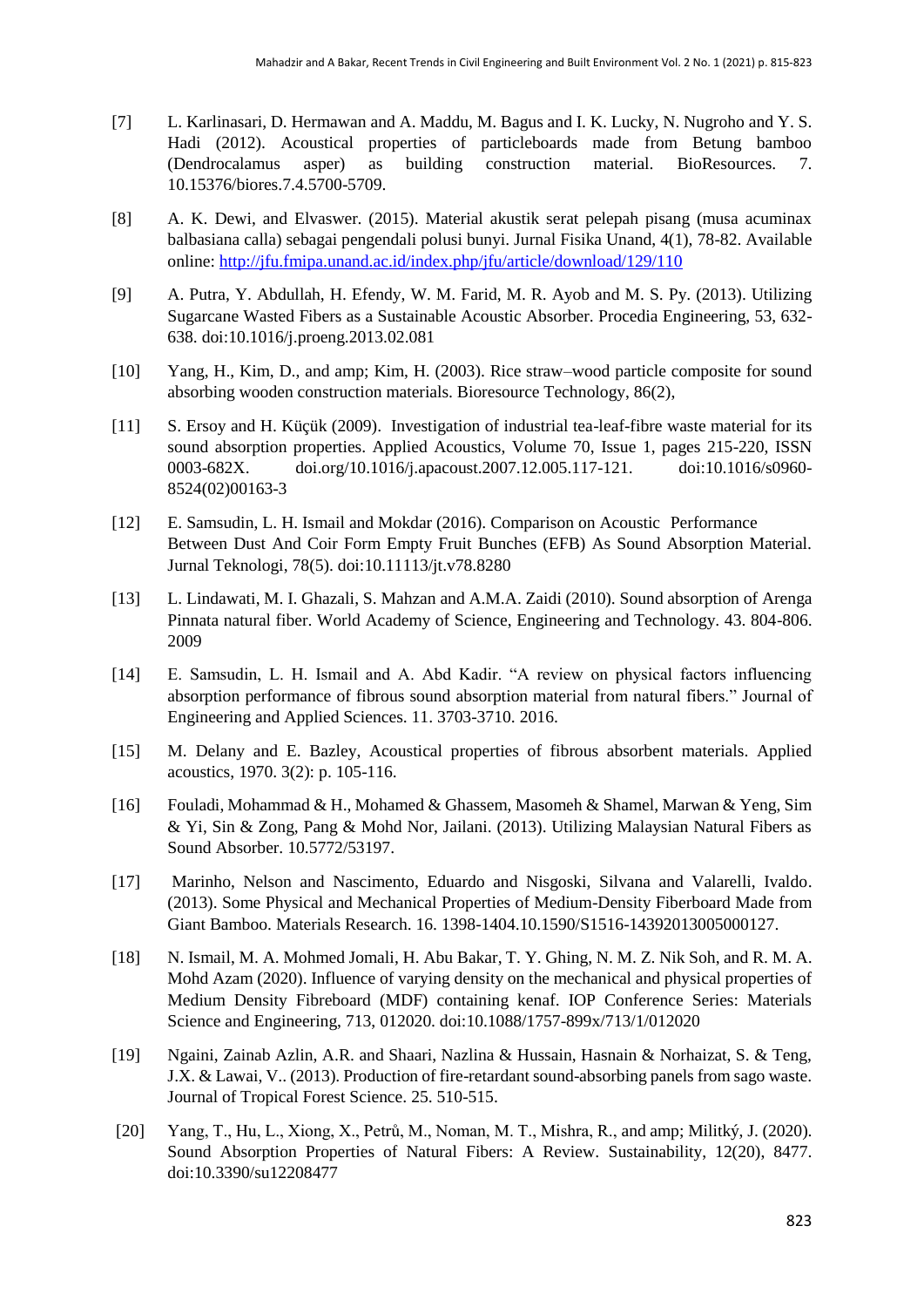[7] L. Karlinasari, D. Hermawan and A. Maddu, M. Bagus and I. K. Lucky, N. Nugroho and Y. S. Hadi (2012). Acoustical properties of particleboards made from Betung bamboo (Dendrocalamus asper) as building construction material. BioResources. 7. 10.15376/biores.7.4.5700-5709.

[8] A. K. Dewi, and Elvaswer. (2015). Material akustik serat pelepah pisang (musa acuminax balbasiana calla) sebagai pengendali polusi bunyi. Jurnal Fisika Unand, 4(1), 78-82. Available online: http://jfu.fmipa.unand.ac.id/index.php/jfu/article/download/129/110

[9] A. Putra, Y. Abdullah, H. Efendy, W. M. Farid, M. R. Ayob and M. S. Py. (2013). Utilizing Sugarcane Wasted Fibers as a Sustainable Acoustic Absorber. Procedia Engineering, 53, 632-638. doi:10.1016/j.proeng.2013.02.081

[10] Yang, H., Kim, D., and amp; Kim, H. (2003). Rice straw–wood particle composite for sound absorbing wooden construction materials. Bioresource Technology, 86(2),

[11] S. Ersoy and H. Küçük (2009). Investigation of industrial tea-leaf-fibre waste material for its sound absorption properties. Applied Acoustics, Volume 70, Issue 1, pages 215-220, ISSN 0003-682X. doi.org/10.1016/j.apacoust.2007.12.005.117-121. doi:10.1016/s0960-8524(02)00163-3

[12] E. Samsudin, L. H. Ismail and Mokdar (2016). Comparison on Acoustic Performance Between Dust And Coir Form Empty Fruit Bunches (EFB) As Sound Absorption Material. Jurnal Teknologi, 78(5). doi:10.11113/jt.v78.8280

[13] L. Lindawati, M. I. Ghazali, S. Mahzan and A.M.A. Zaidi (2010). Sound absorption of Arenga Pinnata natural fiber. World Academy of Science, Engineering and Technology. 43. 804-806. 2009

[14] E. Samsudin, L. H. Ismail and A. Abd Kadir. "A review on physical factors influencing absorption performance of fibrous sound absorption material from natural fibers." Journal of Engineering and Applied Sciences. 11. 3703-3710. 2016.

[15] M. Delany and E. Bazley, Acoustical properties of fibrous absorbent materials. Applied acoustics, 1970. 3(2): p. 105-116.

[16] Fouladi, Mohammad & H., Mohamed & Ghassem, Masomeh & Shamel, Marwan & Yeng, Sim & Yi, Sin & Zong, Pang & Mohd Nor, Jailani. (2013). Utilizing Malaysian Natural Fibers as Sound Absorber. 10.5772/53197.

[17] Marinho, Nelson and Nascimento, Eduardo and Nisgoski, Silvana and Valarelli, Ivaldo. (2013). Some Physical and Mechanical Properties of Medium-Density Fiberboard Made from Giant Bamboo. Materials Research. 16. 1398-1404.10.1590/S1516-14392013005000127.

[18] N. Ismail, M. A. Mohmed Jomali, H. Abu Bakar, T. Y. Ghing, N. M. Z. Nik Soh, and R. M. A. Mohd Azam (2020). Influence of varying density on the mechanical and physical properties of Medium Density Fibreboard (MDF) containing kenaf. IOP Conference Series: Materials Science and Engineering, 713, 012020. doi:10.1088/1757-899x/713/1/012020

[19] Ngaini, Zainab Azlin, A.R. and Shaari, Nazlina & Hussain, Hasnain & Norhaizat, S. & Teng, J.X. & Lawai, V.. (2013). Production of fire-retardant sound-absorbing panels from sago waste. Journal of Tropical Forest Science. 25. 510-515.

[20] Yang, T., Hu, L., Xiong, X., Petrů, M., Noman, M. T., Mishra, R., and amp; Militký, J. (2020). Sound Absorption Properties of Natural Fibers: A Review. Sustainability, 12(20), 8477. doi:10.3390/su12208477